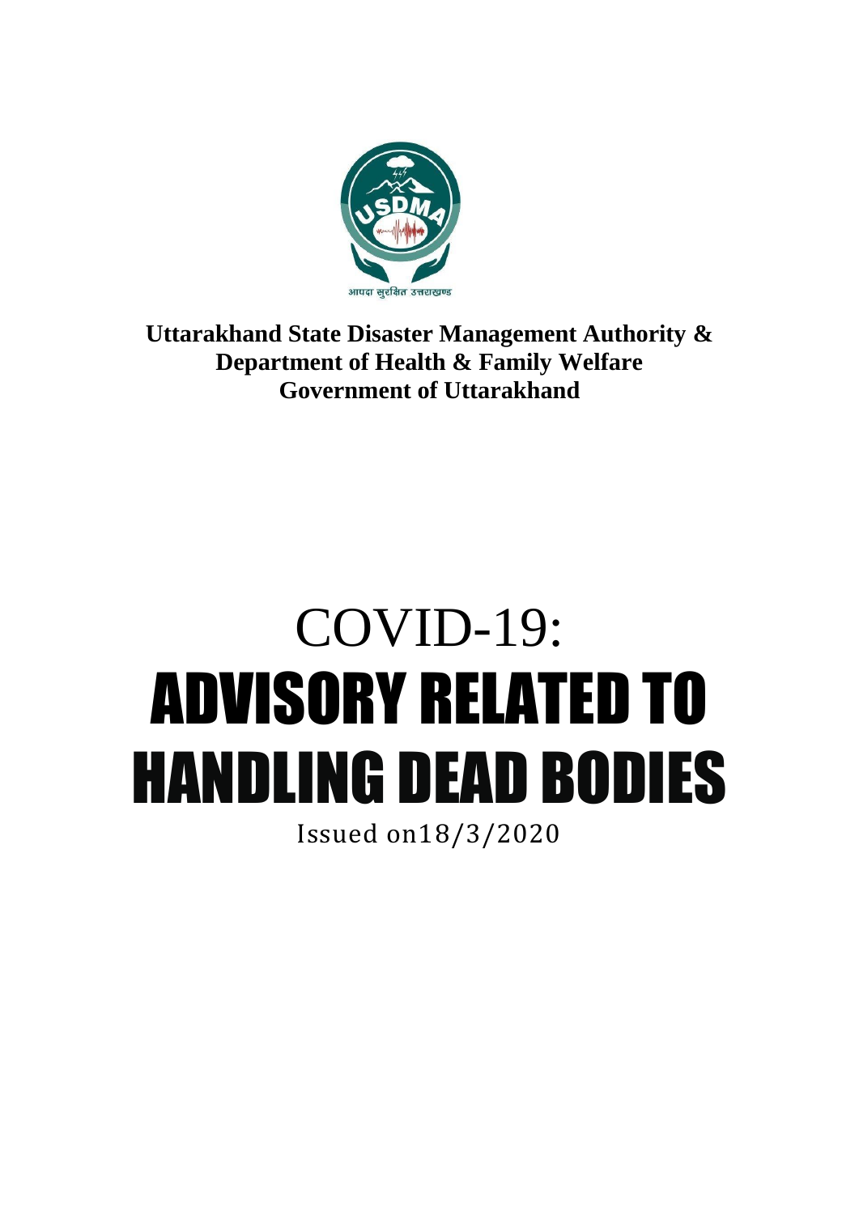**Uttarakhand State Disaster Management Authority &**
**Department of Health & Family Welfare**
**Government of Uttarakhand**

# COVID-19:
# ADVISORY RELATED TO HANDLING DEAD BODIES

Issued on18/3/2020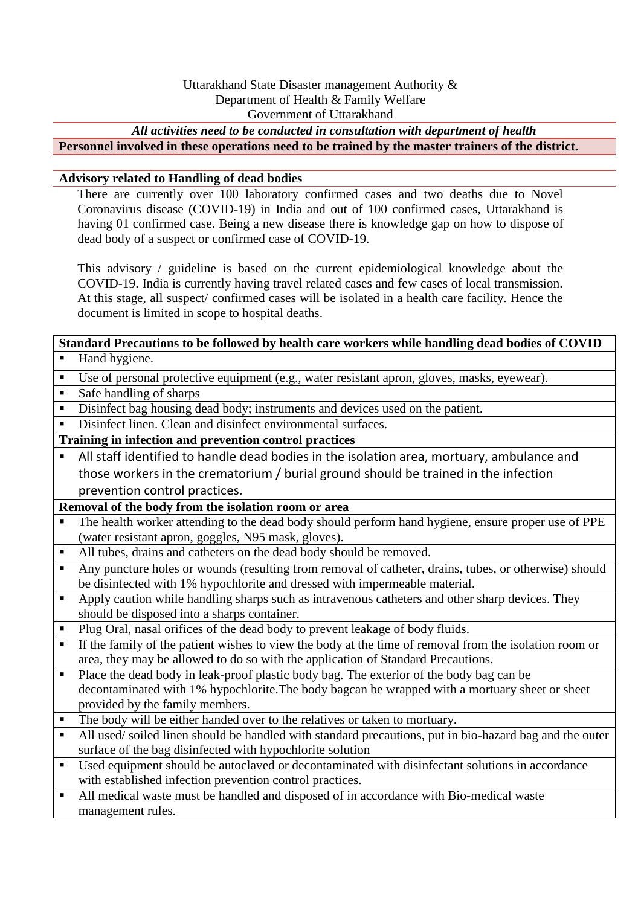Uttarakhand State Disaster management Authority &
Department of Health & Family Welfare
Government of Uttarakhand

***All activities need to be conducted in consultation with department of health***

**Personnel involved in these operations need to be trained by the master trainers of the district.**

## Advisory related to Handling of dead bodies

There are currently over 100 laboratory confirmed cases and two deaths due to Novel Coronavirus disease (COVID-19) in India and out of 100 confirmed cases, Uttarakhand is having 01 confirmed case. Being a new disease there is knowledge gap on how to dispose of dead body of a suspect or confirmed case of COVID-19.

This advisory / guideline is based on the current epidemiological knowledge about the COVID-19. India is currently having travel related cases and few cases of local transmission. At this stage, all suspect/ confirmed cases will be isolated in a health care facility. Hence the document is limited in scope to hospital deaths.

### Standard Precautions to be followed by health care workers while handling dead bodies of COVID

- Hand hygiene.
- Use of personal protective equipment (e.g., water resistant apron, gloves, masks, eyewear).
- Safe handling of sharps
- Disinfect bag housing dead body; instruments and devices used on the patient.
- Disinfect linen. Clean and disinfect environmental surfaces.

### Training in infection and prevention control practices

- All staff identified to handle dead bodies in the isolation area, mortuary, ambulance and those workers in the crematorium / burial ground should be trained in the infection prevention control practices.

### Removal of the body from the isolation room or area

- The health worker attending to the dead body should perform hand hygiene, ensure proper use of PPE (water resistant apron, goggles, N95 mask, gloves).
- All tubes, drains and catheters on the dead body should be removed.
- Any puncture holes or wounds (resulting from removal of catheter, drains, tubes, or otherwise) should be disinfected with 1% hypochlorite and dressed with impermeable material.
- Apply caution while handling sharps such as intravenous catheters and other sharp devices. They should be disposed into a sharps container.
- Plug Oral, nasal orifices of the dead body to prevent leakage of body fluids.
- If the family of the patient wishes to view the body at the time of removal from the isolation room or area, they may be allowed to do so with the application of Standard Precautions.
- Place the dead body in leak-proof plastic body bag. The exterior of the body bag can be decontaminated with 1% hypochlorite.The body bagcan be wrapped with a mortuary sheet or sheet provided by the family members.
- The body will be either handed over to the relatives or taken to mortuary.
- All used/ soiled linen should be handled with standard precautions, put in bio-hazard bag and the outer surface of the bag disinfected with hypochlorite solution
- Used equipment should be autoclaved or decontaminated with disinfectant solutions in accordance with established infection prevention control practices.
- All medical waste must be handled and disposed of in accordance with Bio-medical waste management rules.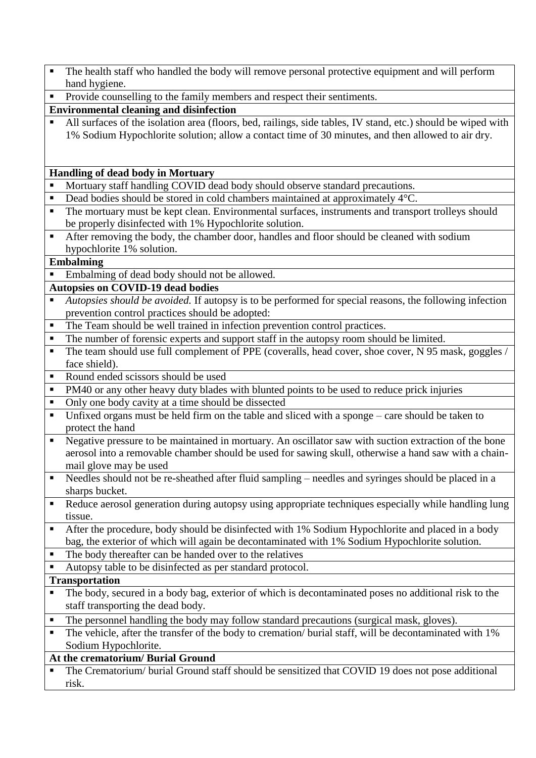- The health staff who handled the body will remove personal protective equipment and will perform hand hygiene.
- Provide counselling to the family members and respect their sentiments.

**Environmental cleaning and disinfection**

- All surfaces of the isolation area (floors, bed, railings, side tables, IV stand, etc.) should be wiped with 1% Sodium Hypochlorite solution; allow a contact time of 30 minutes, and then allowed to air dry.

**Handling of dead body in Mortuary**

- Mortuary staff handling COVID dead body should observe standard precautions.
- Dead bodies should be stored in cold chambers maintained at approximately 4°C.
- The mortuary must be kept clean. Environmental surfaces, instruments and transport trolleys should be properly disinfected with 1% Hypochlorite solution.
- After removing the body, the chamber door, handles and floor should be cleaned with sodium hypochlorite 1% solution.

**Embalming**

- Embalming of dead body should not be allowed.

**Autopsies on COVID-19 dead bodies**

- *Autopsies should be avoided.* If autopsy is to be performed for special reasons, the following infection prevention control practices should be adopted:
- The Team should be well trained in infection prevention control practices.
- The number of forensic experts and support staff in the autopsy room should be limited.
- The team should use full complement of PPE (coveralls, head cover, shoe cover, N 95 mask, goggles / face shield).
- Round ended scissors should be used
- PM40 or any other heavy duty blades with blunted points to be used to reduce prick injuries
- Only one body cavity at a time should be dissected
- Unfixed organs must be held firm on the table and sliced with a sponge – care should be taken to protect the hand
- Negative pressure to be maintained in mortuary. An oscillator saw with suction extraction of the bone aerosol into a removable chamber should be used for sawing skull, otherwise a hand saw with a chain-mail glove may be used
- Needles should not be re-sheathed after fluid sampling – needles and syringes should be placed in a sharps bucket.
- Reduce aerosol generation during autopsy using appropriate techniques especially while handling lung tissue.
- After the procedure, body should be disinfected with 1% Sodium Hypochlorite and placed in a body bag, the exterior of which will again be decontaminated with 1% Sodium Hypochlorite solution.
- The body thereafter can be handed over to the relatives
- Autopsy table to be disinfected as per standard protocol.

**Transportation**

- The body, secured in a body bag, exterior of which is decontaminated poses no additional risk to the staff transporting the dead body.
- The personnel handling the body may follow standard precautions (surgical mask, gloves).
- The vehicle, after the transfer of the body to cremation/ burial staff, will be decontaminated with 1% Sodium Hypochlorite.

**At the crematorium/ Burial Ground**

- The Crematorium/ burial Ground staff should be sensitized that COVID 19 does not pose additional risk.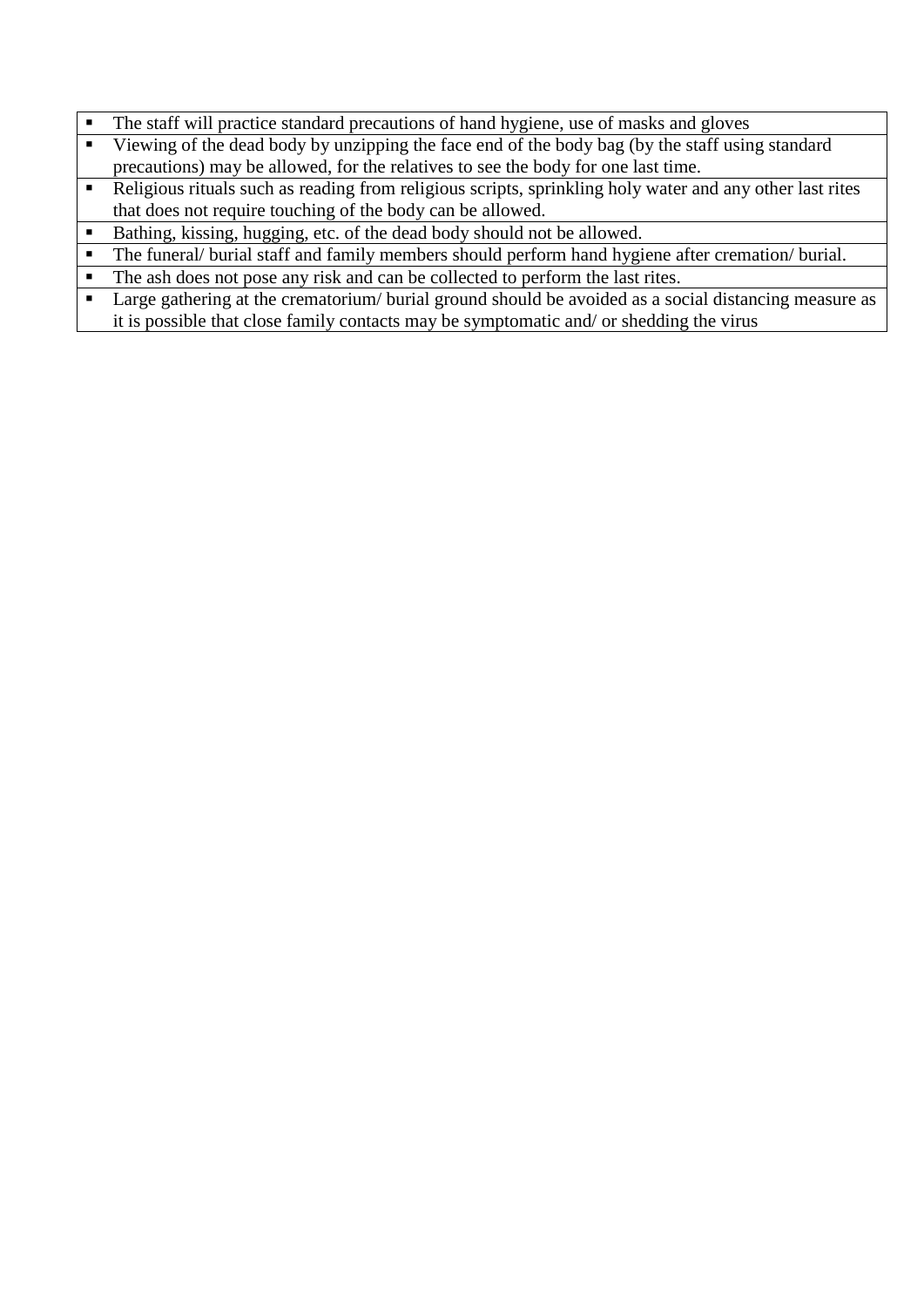- The staff will practice standard precautions of hand hygiene, use of masks and gloves
- Viewing of the dead body by unzipping the face end of the body bag (by the staff using standard precautions) may be allowed, for the relatives to see the body for one last time.
- Religious rituals such as reading from religious scripts, sprinkling holy water and any other last rites that does not require touching of the body can be allowed.
- Bathing, kissing, hugging, etc. of the dead body should not be allowed.
- The funeral/ burial staff and family members should perform hand hygiene after cremation/ burial.
- The ash does not pose any risk and can be collected to perform the last rites.
- Large gathering at the crematorium/ burial ground should be avoided as a social distancing measure as it is possible that close family contacts may be symptomatic and/ or shedding the virus